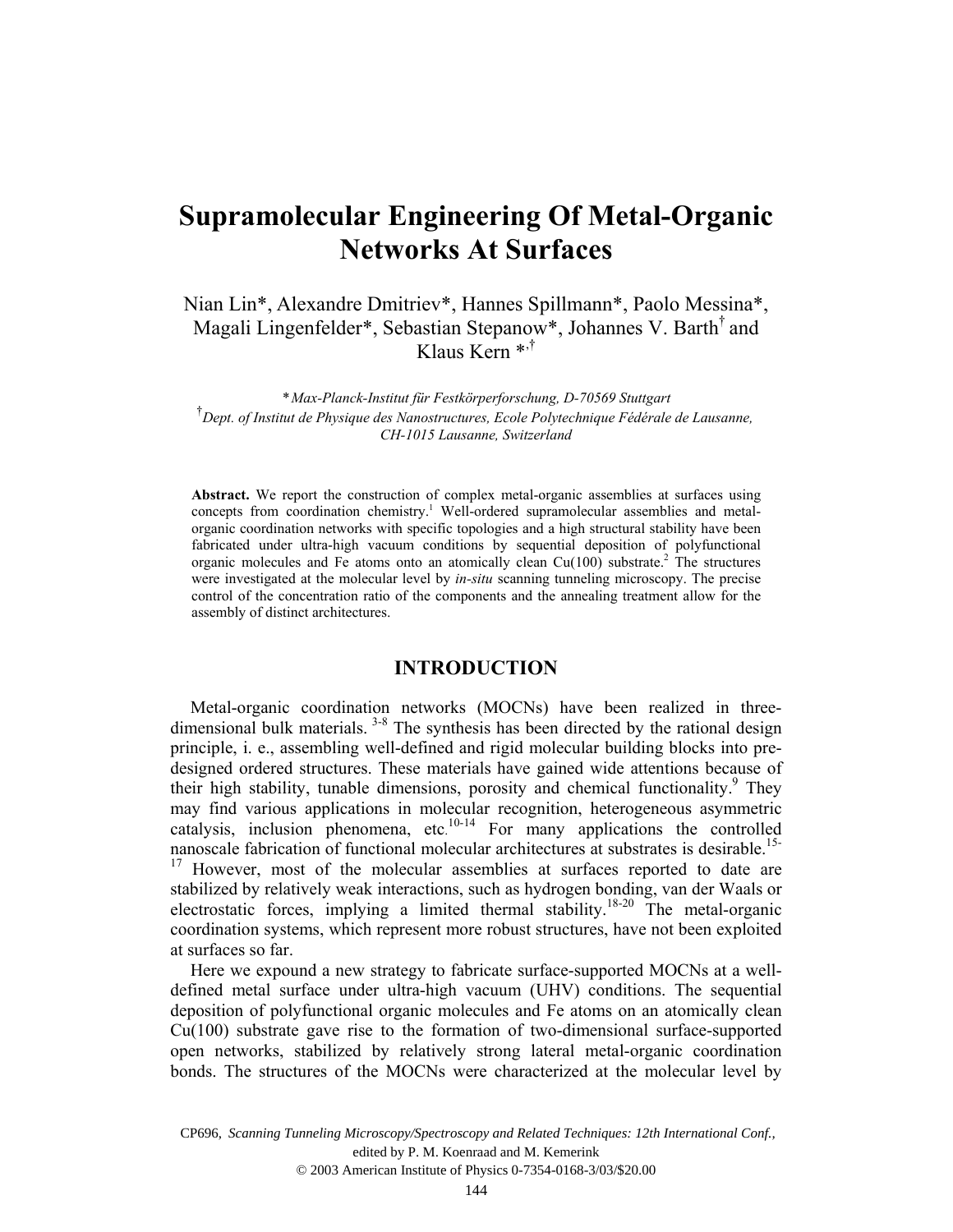# Supramolecular Engineering Of Metal-Organic Networks At Surfaces

Nian Lin*, Alexandre Dmitriev*, Hannes Spillmann*, Paolo Messina*, Magali Lingenfelder*, Sebastian Stepanow*, Johannes V. Barth[†] and Klaus Kern *,[†]

*\* Max-Planck-Institut für Festkörperforschung, D-70569 Stuttgart*
*[†]Dept. of Institut de Physique des Nanostructures, Ecole Polytechnique Fédérale de Lausanne, CH-1015 Lausanne, Switzerland*

**Abstract.** We report the construction of complex metal-organic assemblies at surfaces using concepts from coordination chemistry.[1] Well-ordered supramolecular assemblies and metal-organic coordination networks with specific topologies and a high structural stability have been fabricated under ultra-high vacuum conditions by sequential deposition of polyfunctional organic molecules and Fe atoms onto an atomically clean Cu(100) substrate.[2] The structures were investigated at the molecular level by *in-situ* scanning tunneling microscopy. The precise control of the concentration ratio of the components and the annealing treatment allow for the assembly of distinct architectures.

## INTRODUCTION

Metal-organic coordination networks (MOCNs) have been realized in three-dimensional bulk materials. [3-8] The synthesis has been directed by the rational design principle, i. e., assembling well-defined and rigid molecular building blocks into pre-designed ordered structures. These materials have gained wide attentions because of their high stability, tunable dimensions, porosity and chemical functionality.[9] They may find various applications in molecular recognition, heterogeneous asymmetric catalysis, inclusion phenomena, etc.[10-14] For many applications the controlled nanoscale fabrication of functional molecular architectures at substrates is desirable.[15-17] However, most of the molecular assemblies at surfaces reported to date are stabilized by relatively weak interactions, such as hydrogen bonding, van der Waals or electrostatic forces, implying a limited thermal stability.[18-20] The metal-organic coordination systems, which represent more robust structures, have not been exploited at surfaces so far.

Here we expound a new strategy to fabricate surface-supported MOCNs at a well-defined metal surface under ultra-high vacuum (UHV) conditions. The sequential deposition of polyfunctional organic molecules and Fe atoms on an atomically clean Cu(100) substrate gave rise to the formation of two-dimensional surface-supported open networks, stabilized by relatively strong lateral metal-organic coordination bonds. The structures of the MOCNs were characterized at the molecular level by

CP696, *Scanning Tunneling Microscopy/Spectroscopy and Related Techniques: 12th International Conf.,* edited by P. M. Koenraad and M. Kemerink
© 2003 American Institute of Physics 0-7354-0168-3/03/$20.00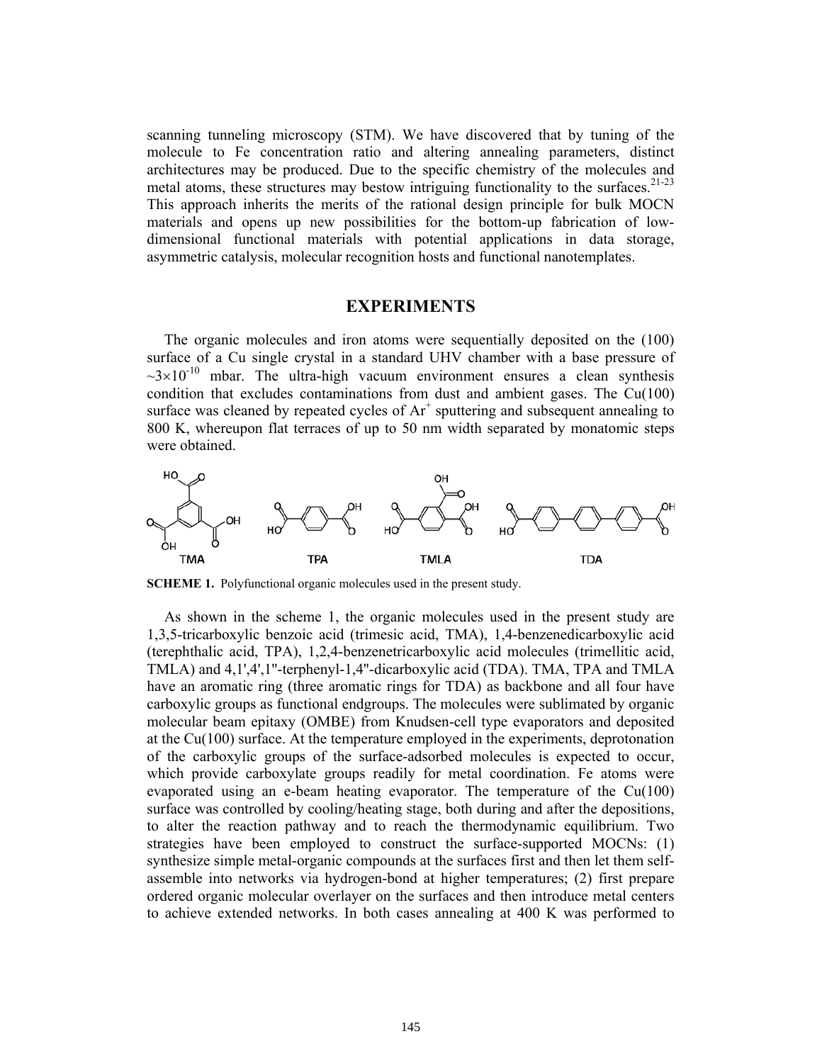scanning tunneling microscopy (STM). We have discovered that by tuning of the molecule to Fe concentration ratio and altering annealing parameters, distinct architectures may be produced. Due to the specific chemistry of the molecules and metal atoms, these structures may bestow intriguing functionality to the surfaces.[21-23] This approach inherits the merits of the rational design principle for bulk MOCN materials and opens up new possibilities for the bottom-up fabrication of low-dimensional functional materials with potential applications in data storage, asymmetric catalysis, molecular recognition hosts and functional nanotemplates.

## EXPERIMENTS

The organic molecules and iron atoms were sequentially deposited on the (100) surface of a Cu single crystal in a standard UHV chamber with a base pressure of $\sim 3\times10^{-10}$ mbar. The ultra-high vacuum environment ensures a clean synthesis condition that excludes contaminations from dust and ambient gases. The Cu(100) surface was cleaned by repeated cycles of $Ar^+$ sputtering and subsequent annealing to 800 K, whereupon flat terraces of up to 50 nm width separated by monatomic steps were obtained.

**SCHEME 1.** Polyfunctional organic molecules used in the present study.

As shown in the scheme 1, the organic molecules used in the present study are 1,3,5-tricarboxylic benzoic acid (trimesic acid, TMA), 1,4-benzenedicarboxylic acid (terephthalic acid, TPA), 1,2,4-benzenetricarboxylic acid molecules (trimellitic acid, TMLA) and 4,1',4',1''-terphenyl-1,4''-dicarboxylic acid (TDA). TMA, TPA and TMLA have an aromatic ring (three aromatic rings for TDA) as backbone and all four have carboxylic groups as functional endgroups. The molecules were sublimated by organic molecular beam epitaxy (OMBE) from Knudsen-cell type evaporators and deposited at the Cu(100) surface. At the temperature employed in the experiments, deprotonation of the carboxylic groups of the surface-adsorbed molecules is expected to occur, which provide carboxylate groups readily for metal coordination. Fe atoms were evaporated using an e-beam heating evaporator. The temperature of the Cu(100) surface was controlled by cooling/heating stage, both during and after the depositions, to alter the reaction pathway and to reach the thermodynamic equilibrium. Two strategies have been employed to construct the surface-supported MOCNs: (1) synthesize simple metal-organic compounds at the surfaces first and then let them self-assemble into networks via hydrogen-bond at higher temperatures; (2) first prepare ordered organic molecular overlayer on the surfaces and then introduce metal centers to achieve extended networks. In both cases annealing at 400 K was performed to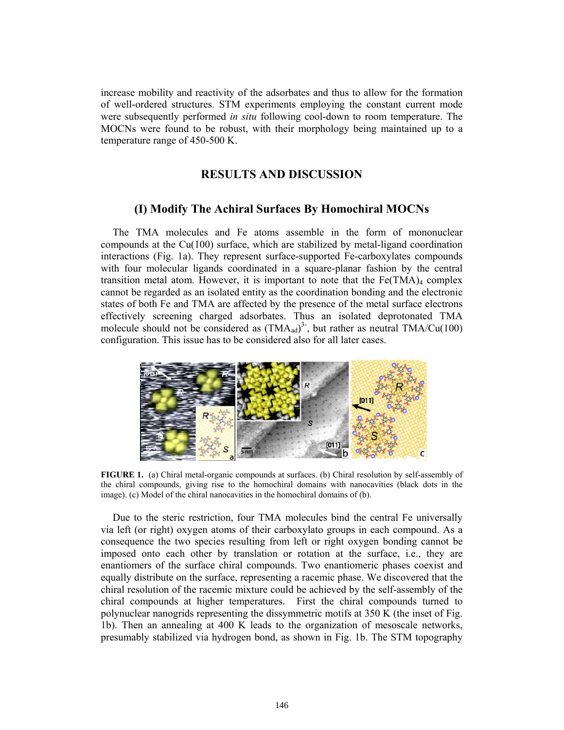increase mobility and reactivity of the adsorbates and thus to allow for the formation of well-ordered structures. STM experiments employing the constant current mode were subsequently performed *in situ* following cool-down to room temperature. The MOCNs were found to be robust, with their morphology being maintained up to a temperature range of 450-500 K.

## RESULTS AND DISCUSSION

### (I) Modify The Achiral Surfaces By Homochiral MOCNs

The TMA molecules and Fe atoms assemble in the form of mononuclear compounds at the Cu(100) surface, which are stabilized by metal-ligand coordination interactions (Fig. 1a). They represent surface-supported Fe-carboxylates compounds with four molecular ligands coordinated in a square-planar fashion by the central transition metal atom. However, it is important to note that the $Fe(TMA)_4$ complex cannot be regarded as an isolated entity as the coordination bonding and the electronic states of both Fe and TMA are affected by the presence of the metal surface electrons effectively screening charged adsorbates. Thus an isolated deprotonated TMA molecule should not be considered as $(TMA_{ad})^{3-}$, but rather as neutral TMA/Cu(100) configuration. This issue has to be considered also for all later cases.

**FIGURE 1.** (a) Chiral metal-organic compounds at surfaces. (b) Chiral resolution by self-assembly of the chiral compounds, giving rise to the homochiral domains with nanocavities (black dots in the image). (c) Model of the chiral nanocavities in the homochiral domains of (b).

Due to the steric restriction, four TMA molecules bind the central Fe universally via left (or right) oxygen atoms of their carboxylato groups in each compound. As a consequence the two species resulting from left or right oxygen bonding cannot be imposed onto each other by translation or rotation at the surface, i.e., they are enantiomers of the surface chiral compounds. Two enantiomeric phases coexist and equally distribute on the surface, representing a racemic phase. We discovered that the chiral resolution of the racemic mixture could be achieved by the self-assembly of the chiral compounds at higher temperatures. First the chiral compounds turned to polynuclear nanogrids representing the dissymmetric motifs at 350 K (the inset of Fig. 1b). Then an annealing at 400 K leads to the organization of mesoscale networks, presumably stabilized via hydrogen bond, as shown in Fig. 1b. The STM topography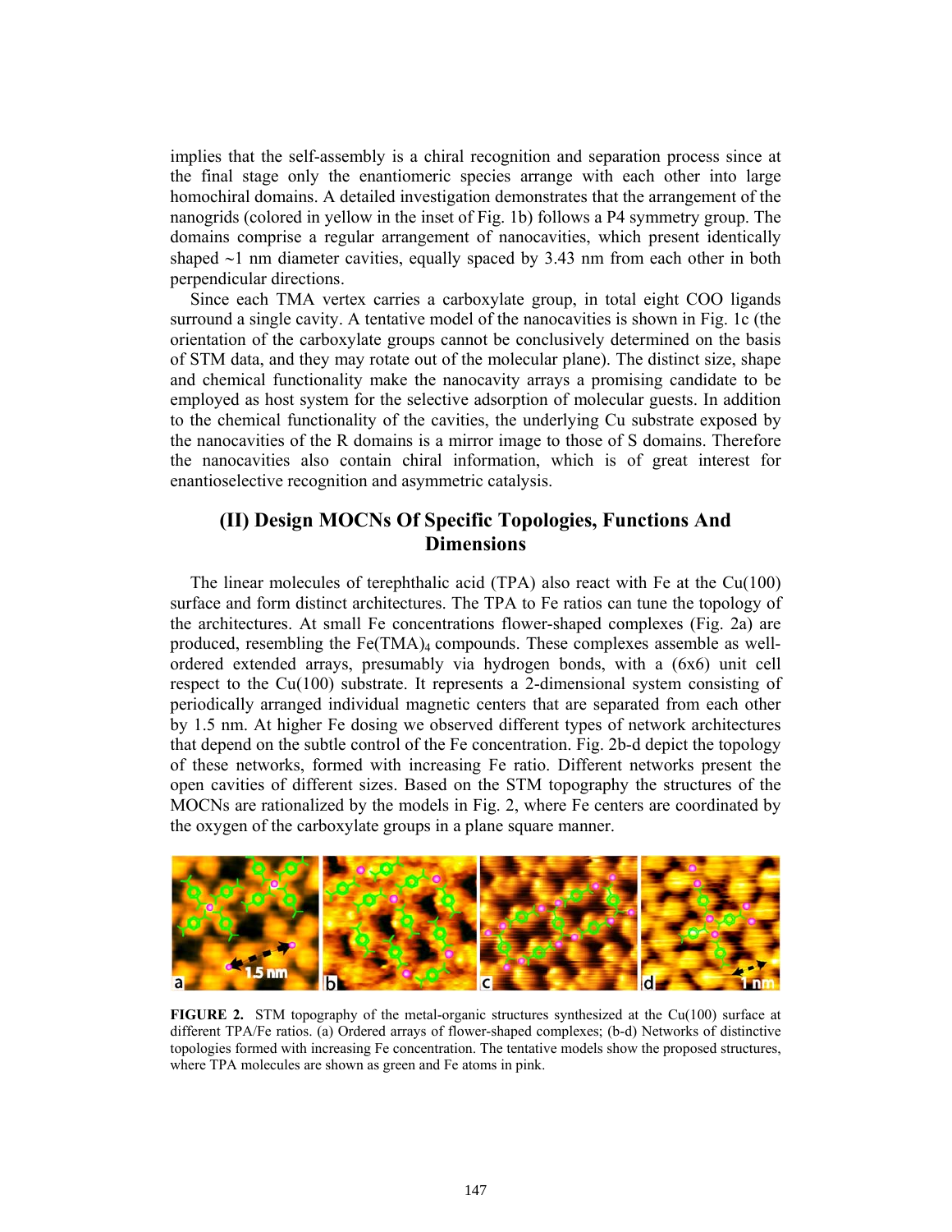implies that the self-assembly is a chiral recognition and separation process since at the final stage only the enantiomeric species arrange with each other into large homochiral domains. A detailed investigation demonstrates that the arrangement of the nanogrids (colored in yellow in the inset of Fig. 1b) follows a P4 symmetry group. The domains comprise a regular arrangement of nanocavities, which present identically shaped ~1 nm diameter cavities, equally spaced by 3.43 nm from each other in both perpendicular directions.

Since each TMA vertex carries a carboxylate group, in total eight COO ligands surround a single cavity. A tentative model of the nanocavities is shown in Fig. 1c (the orientation of the carboxylate groups cannot be conclusively determined on the basis of STM data, and they may rotate out of the molecular plane). The distinct size, shape and chemical functionality make the nanocavity arrays a promising candidate to be employed as host system for the selective adsorption of molecular guests. In addition to the chemical functionality of the cavities, the underlying Cu substrate exposed by the nanocavities of the R domains is a mirror image to those of S domains. Therefore the nanocavities also contain chiral information, which is of great interest for enantioselective recognition and asymmetric catalysis.

## (II) Design MOCNs Of Specific Topologies, Functions And Dimensions

The linear molecules of terephthalic acid (TPA) also react with Fe at the Cu(100) surface and form distinct architectures. The TPA to Fe ratios can tune the topology of the architectures. At small Fe concentrations flower-shaped complexes (Fig. 2a) are produced, resembling the $Fe(TMA)_4$ compounds. These complexes assemble as well-ordered extended arrays, presumably via hydrogen bonds, with a (6x6) unit cell respect to the Cu(100) substrate. It represents a 2-dimensional system consisting of periodically arranged individual magnetic centers that are separated from each other by 1.5 nm. At higher Fe dosing we observed different types of network architectures that depend on the subtle control of the Fe concentration. Fig. 2b-d depict the topology of these networks, formed with increasing Fe ratio. Different networks present the open cavities of different sizes. Based on the STM topography the structures of the MOCNs are rationalized by the models in Fig. 2, where Fe centers are coordinated by the oxygen of the carboxylate groups in a plane square manner.

**FIGURE 2.** STM topography of the metal-organic structures synthesized at the Cu(100) surface at different TPA/Fe ratios. (a) Ordered arrays of flower-shaped complexes; (b-d) Networks of distinctive topologies formed with increasing Fe concentration. The tentative models show the proposed structures, where TPA molecules are shown as green and Fe atoms in pink.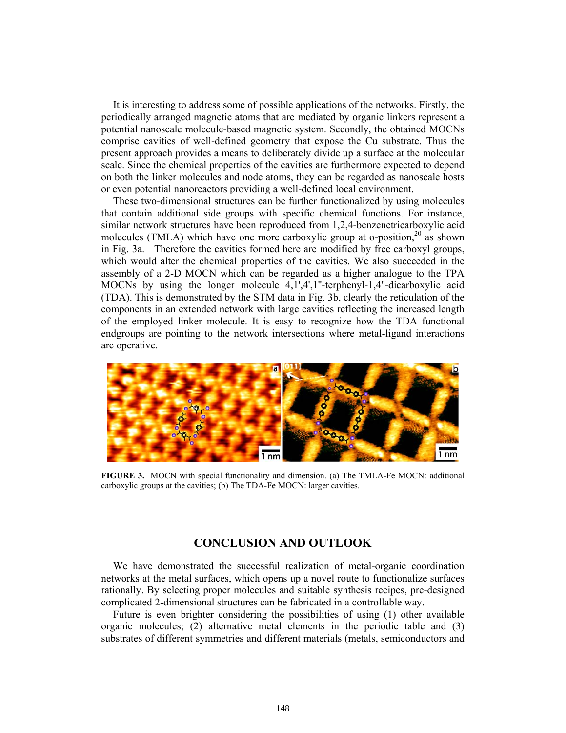It is interesting to address some of possible applications of the networks. Firstly, the periodically arranged magnetic atoms that are mediated by organic linkers represent a potential nanoscale molecule-based magnetic system. Secondly, the obtained MOCNs comprise cavities of well-defined geometry that expose the Cu substrate. Thus the present approach provides a means to deliberately divide up a surface at the molecular scale. Since the chemical properties of the cavities are furthermore expected to depend on both the linker molecules and node atoms, they can be regarded as nanoscale hosts or even potential nanoreactors providing a well-defined local environment.

These two-dimensional structures can be further functionalized by using molecules that contain additional side groups with specific chemical functions. For instance, similar network structures have been reproduced from 1,2,4-benzenetricarboxylic acid molecules (TMLA) which have one more carboxylic group at o-position,[20] as shown in Fig. 3a. Therefore the cavities formed here are modified by free carboxyl groups, which would alter the chemical properties of the cavities. We also succeeded in the assembly of a 2-D MOCN which can be regarded as a higher analogue to the TPA MOCNs by using the longer molecule 4,1',4',1"-terphenyl-1,4"-dicarboxylic acid (TDA). This is demonstrated by the STM data in Fig. 3b, clearly the reticulation of the components in an extended network with large cavities reflecting the increased length of the employed linker molecule. It is easy to recognize how the TDA functional endgroups are pointing to the network intersections where metal-ligand interactions are operative.

**FIGURE 3.** MOCN with special functionality and dimension. (a) The TMLA-Fe MOCN: additional carboxylic groups at the cavities; (b) The TDA-Fe MOCN: larger cavities.

## CONCLUSION AND OUTLOOK

We have demonstrated the successful realization of metal-organic coordination networks at the metal surfaces, which opens up a novel route to functionalize surfaces rationally. By selecting proper molecules and suitable synthesis recipes, pre-designed complicated 2-dimensional structures can be fabricated in a controllable way.

Future is even brighter considering the possibilities of using (1) other available organic molecules; (2) alternative metal elements in the periodic table and (3) substrates of different symmetries and different materials (metals, semiconductors and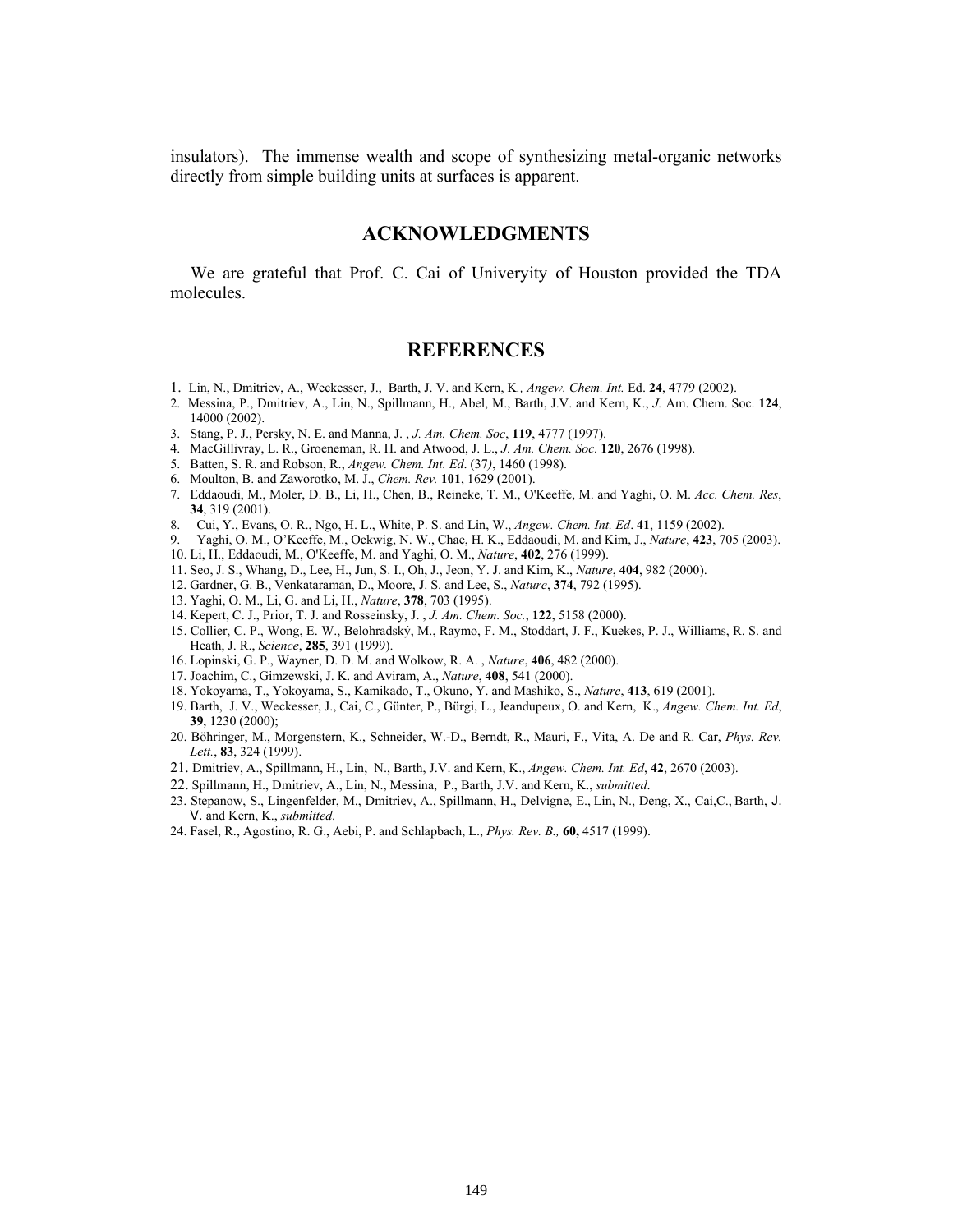insulators). The immense wealth and scope of synthesizing metal-organic networks directly from simple building units at surfaces is apparent.

## ACKNOWLEDGMENTS

We are grateful that Prof. C. Cai of Univeryity of Houston provided the TDA molecules.

## REFERENCES

1. Lin, N., Dmitriev, A., Weckesser, J., Barth, J. V. and Kern, K., *Angew. Chem. Int.* Ed. **24**, 4779 (2002).
2. Messina, P., Dmitriev, A., Lin, N., Spillmann, H., Abel, M., Barth, J.V. and Kern, K., *J.* Am. Chem. Soc. **124**, 14000 (2002).
3. Stang, P. J., Persky, N. E. and Manna, J. , *J. Am. Chem. Soc*, **119**, 4777 (1997).
4. MacGillivray, L. R., Groeneman, R. H. and Atwood, J. L., *J. Am. Chem. Soc.* **120**, 2676 (1998).
5. Batten, S. R. and Robson, R., *Angew. Chem. Int. Ed*. (37*)*, 1460 (1998).
6. Moulton, B. and Zaworotko, M. J., *Chem. Rev.* **101**, 1629 (2001).
7. Eddaoudi, M., Moler, D. B., Li, H., Chen, B., Reineke, T. M., O'Keeffe, M. and Yaghi, O. M. *Acc. Chem. Res*, **34**, 319 (2001).
8. Cui, Y., Evans, O. R., Ngo, H. L., White, P. S. and Lin, W., *Angew. Chem. Int. Ed*. **41**, 1159 (2002).
9. Yaghi, O. M., O'Keeffe, M., Ockwig, N. W., Chae, H. K., Eddaoudi, M. and Kim, J., *Nature*, **423**, 705 (2003).
10. Li, H., Eddaoudi, M., O'Keeffe, M. and Yaghi, O. M., *Nature*, **402**, 276 (1999).
11. Seo, J. S., Whang, D., Lee, H., Jun, S. I., Oh, J., Jeon, Y. J. and Kim, K., *Nature*, **404**, 982 (2000).
12. Gardner, G. B., Venkataraman, D., Moore, J. S. and Lee, S., *Nature*, **374**, 792 (1995).
13. Yaghi, O. M., Li, G. and Li, H., *Nature*, **378**, 703 (1995).
14. Kepert, C. J., Prior, T. J. and Rosseinsky, J. , *J. Am. Chem. Soc.*, **122**, 5158 (2000).
15. Collier, C. P., Wong, E. W., Belohradský, M., Raymo, F. M., Stoddart, J. F., Kuekes, P. J., Williams, R. S. and Heath, J. R., *Science*, **285**, 391 (1999).
16. Lopinski, G. P., Wayner, D. D. M. and Wolkow, R. A. , *Nature*, **406**, 482 (2000).
17. Joachim, C., Gimzewski, J. K. and Aviram, A., *Nature*, **408**, 541 (2000).
18. Yokoyama, T., Yokoyama, S., Kamikado, T., Okuno, Y. and Mashiko, S., *Nature*, **413**, 619 (2001).
19. Barth, J. V., Weckesser, J., Cai, C., Günter, P., Bürgi, L., Jeandupeux, O. and Kern, K., *Angew. Chem. Int. Ed*, **39**, 1230 (2000);
20. Böhringer, M., Morgenstern, K., Schneider, W.-D., Berndt, R., Mauri, F., Vita, A. De and R. Car, *Phys. Rev. Lett.*, **83**, 324 (1999).
21. Dmitriev, A., Spillmann, H., Lin, N., Barth, J.V. and Kern, K., *Angew. Chem. Int. Ed*, **42**, 2670 (2003).
22. Spillmann, H., Dmitriev, A., Lin, N., Messina, P., Barth, J.V. and Kern, K., *submitted*.
23. Stepanow, S., Lingenfelder, M., Dmitriev, A., Spillmann, H., Delvigne, E., Lin, N., Deng, X., Cai,C., Barth, J. V. and Kern, K., *submitted*.
24. Fasel, R., Agostino, R. G., Aebi, P. and Schlapbach, L., *Phys. Rev. B.,* **60,** 4517 (1999).